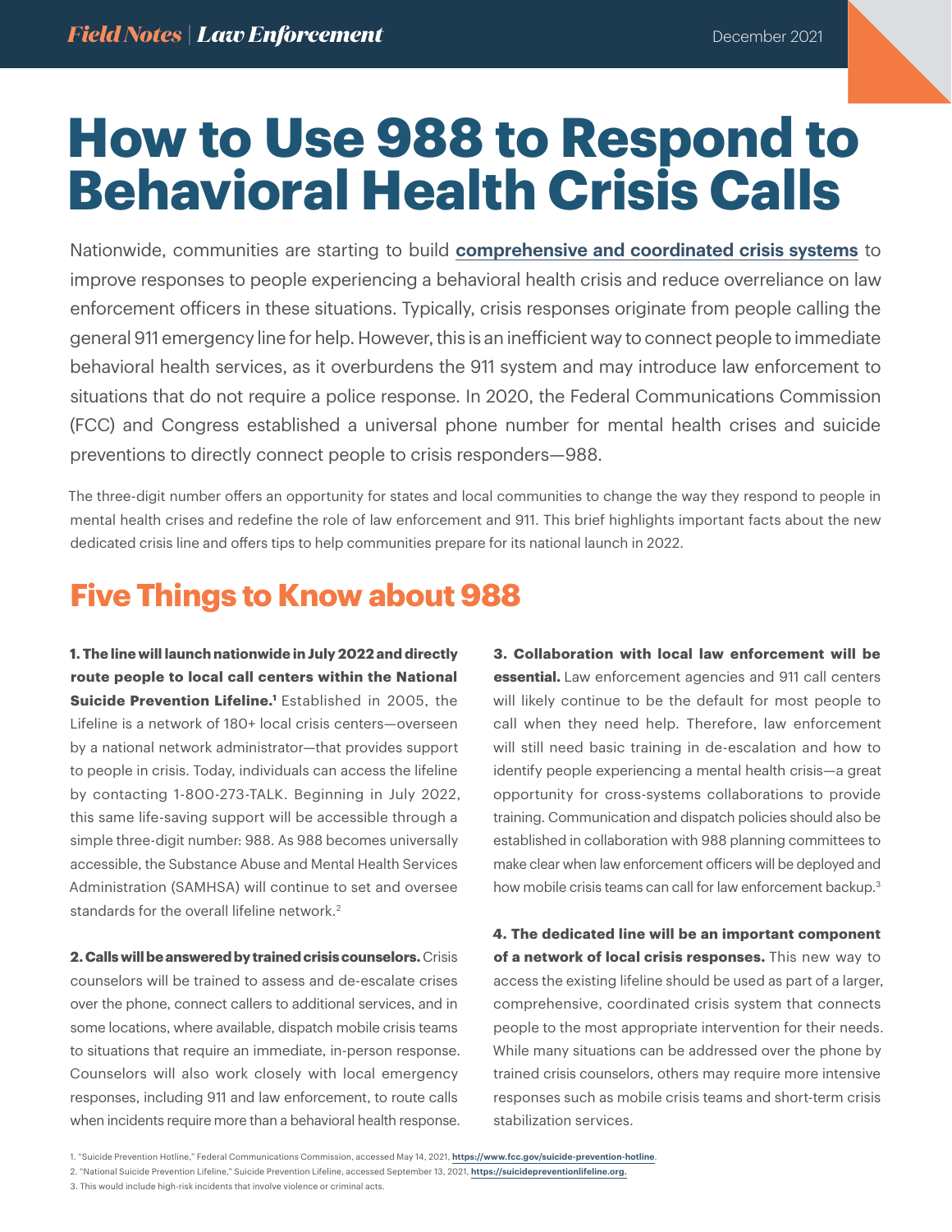# How to Use 988 to Respond to Behavioral Health Crisis Calls

Nationwide, communities are starting to build **comprehensive and coordinated crisis systems** to improve responses to people experiencing a behavioral health crisis and reduce overreliance on law enforcement officers in these situations. Typically, crisis responses originate from people calling the general 911 emergency line for help. However, this is an inefficient way to connect people to immediate behavioral health services, as it overburdens the 911 system and may introduce law enforcement to situations that do not require a police response. In 2020, the Federal Communications Commission (FCC) and Congress established a universal phone number for mental health crises and suicide preventions to directly connect people to crisis responders—988.

The three-digit number offers an opportunity for states and local communities to change the way they respond to people in mental health crises and redefine the role of law enforcement and 911. This brief highlights important facts about the new dedicated crisis line and offers tips to help communities prepare for its national launch in 2022.

## Five Things to Know about 988

**1. The line will launch nationwide in July 2022 and directly route people to local call centers within the National Suicide Prevention Lifeline.**[1] Established in 2005, the Lifeline is a network of 180+ local crisis centers—overseen by a national network administrator—that provides support to people in crisis. Today, individuals can access the lifeline by contacting 1-800-273-TALK. Beginning in July 2022, this same life-saving support will be accessible through a simple three-digit number: 988. As 988 becomes universally accessible, the Substance Abuse and Mental Health Services Administration (SAMHSA) will continue to set and oversee standards for the overall lifeline network.[2]

**2. Calls will be answered by trained crisis counselors.** Crisis counselors will be trained to assess and de-escalate crises over the phone, connect callers to additional services, and in some locations, where available, dispatch mobile crisis teams to situations that require an immediate, in-person response. Counselors will also work closely with local emergency responses, including 911 and law enforcement, to route calls when incidents require more than a behavioral health response.

**3. Collaboration with local law enforcement will be essential.** Law enforcement agencies and 911 call centers will likely continue to be the default for most people to call when they need help. Therefore, law enforcement will still need basic training in de-escalation and how to identify people experiencing a mental health crisis—a great opportunity for cross-systems collaborations to provide training. Communication and dispatch policies should also be established in collaboration with 988 planning committees to make clear when law enforcement officers will be deployed and how mobile crisis teams can call for law enforcement backup.[3]

**4. The dedicated line will be an important component of a network of local crisis responses.** This new way to access the existing lifeline should be used as part of a larger, comprehensive, coordinated crisis system that connects people to the most appropriate intervention for their needs. While many situations can be addressed over the phone by trained crisis counselors, others may require more intensive responses such as mobile crisis teams and short-term crisis stabilization services.

1. "Suicide Prevention Hotline," Federal Communications Commission, accessed May 14, 2021, **https://www.fcc.gov/suicide-prevention-hotline**.
2. "National Suicide Prevention Lifeline," Suicide Prevention Lifeline, accessed September 13, 2021, **https://suicidepreventionlifeline.org.**
3. This would include high-risk incidents that involve violence or criminal acts.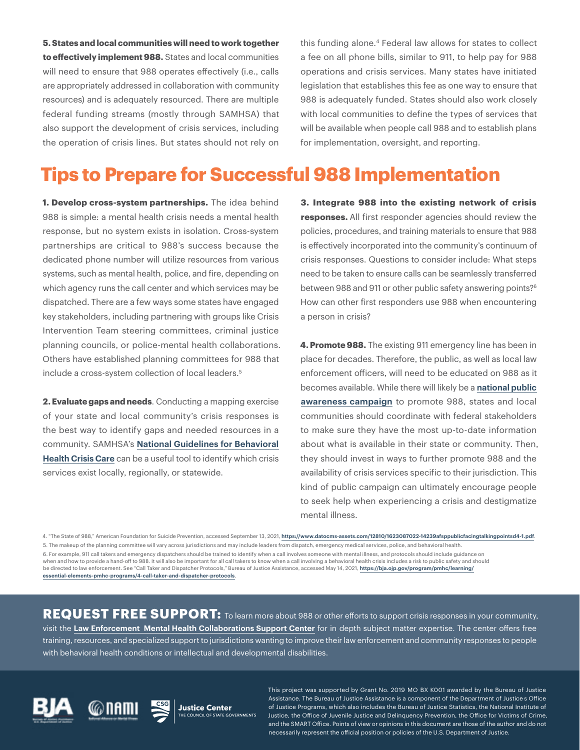**5. States and local communities will need to work together to effectively implement 988.** States and local communities will need to ensure that 988 operates effectively (i.e., calls are appropriately addressed in collaboration with community resources) and is adequately resourced. There are multiple federal funding streams (mostly through SAMHSA) that also support the development of crisis services, including the operation of crisis lines. But states should not rely on this funding alone.[4] Federal law allows for states to collect a fee on all phone bills, similar to 911, to help pay for 988 operations and crisis services. Many states have initiated legislation that establishes this fee as one way to ensure that 988 is adequately funded. States should also work closely with local communities to define the types of services that will be available when people call 988 and to establish plans for implementation, oversight, and reporting.

# Tips to Prepare for Successful 988 Implementation

**1. Develop cross-system partnerships.** The idea behind 988 is simple: a mental health crisis needs a mental health response, but no system exists in isolation. Cross-system partnerships are critical to 988's success because the dedicated phone number will utilize resources from various systems, such as mental health, police, and fire, depending on which agency runs the call center and which services may be dispatched. There are a few ways some states have engaged key stakeholders, including partnering with groups like Crisis Intervention Team steering committees, criminal justice planning councils, or police-mental health collaborations. Others have established planning committees for 988 that include a cross-system collection of local leaders.[5]

**2. Evaluate gaps and needs**. Conducting a mapping exercise of your state and local community's crisis responses is the best way to identify gaps and needed resources in a community. SAMHSA's **National Guidelines for Behavioral Health Crisis Care** can be a useful tool to identify which crisis services exist locally, regionally, or statewide.

**3. Integrate 988 into the existing network of crisis responses.** All first responder agencies should review the policies, procedures, and training materials to ensure that 988 is effectively incorporated into the community's continuum of crisis responses. Questions to consider include: What steps need to be taken to ensure calls can be seamlessly transferred between 988 and 911 or other public safety answering points?[6] How can other first responders use 988 when encountering a person in crisis?

**4. Promote 988.** The existing 911 emergency line has been in place for decades. Therefore, the public, as well as local law enforcement officers, will need to be educated on 988 as it becomes available. While there will likely be a **national public awareness campaign** to promote 988, states and local communities should coordinate with federal stakeholders to make sure they have the most up-to-date information about what is available in their state or community. Then, they should invest in ways to further promote 988 and the availability of crisis services specific to their jurisdiction. This kind of public campaign can ultimately encourage people to seek help when experiencing a crisis and destigmatize mental illness.

4. "The State of 988," American Foundation for Suicide Prevention, accessed September 13, 2021, **https://www.datocms-assets.com/12810/1623087022-14239afsppublicfacingtalkingpointsd4-1.pdf**.

5. The makeup of the planning committee will vary across jurisdictions and may include leaders from dispatch, emergency medical services, police, and behavioral health.

6. For example, 911 call takers and emergency dispatchers should be trained to identify when a call involves someone with mental illness, and protocols should include guidance on when and how to provide a hand-off to 988. It will also be important for all call takers to know when a call involving a behavioral health crisis includes a risk to public safety and should be directed to law enforcement. See "Call Taker and Dispatcher Protocols," Bureau of Justice Assistance, accessed May 14, 2021, **https://bja.ojp.gov/program/pmhc/learning/essential-elements-pmhc-programs/4-call-taker-and-dispatcher-protocols**.

**REQUEST FREE SUPPORT:** To learn more about 988 or other efforts to support crisis responses in your community, visit the **Law Enforcement Mental Health Collaborations Support Center** for in depth subject matter expertise. The center offers free training, resources, and specialized support to jurisdictions wanting to improve their law enforcement and community responses to people with behavioral health conditions or intellectual and developmental disabilities.

This project was supported by Grant No. 2019 MO BX K001 awarded by the Bureau of Justice Assistance. The Bureau of Justice Assistance is a component of the Department of Justice s Office of Justice Programs, which also includes the Bureau of Justice Statistics, the National Institute of Justice, the Office of Juvenile Justice and Delinquency Prevention, the Office for Victims of Crime, and the SMART Office. Points of view or opinions in this document are those of the author and do not necessarily represent the official position or policies of the U.S. Department of Justice.